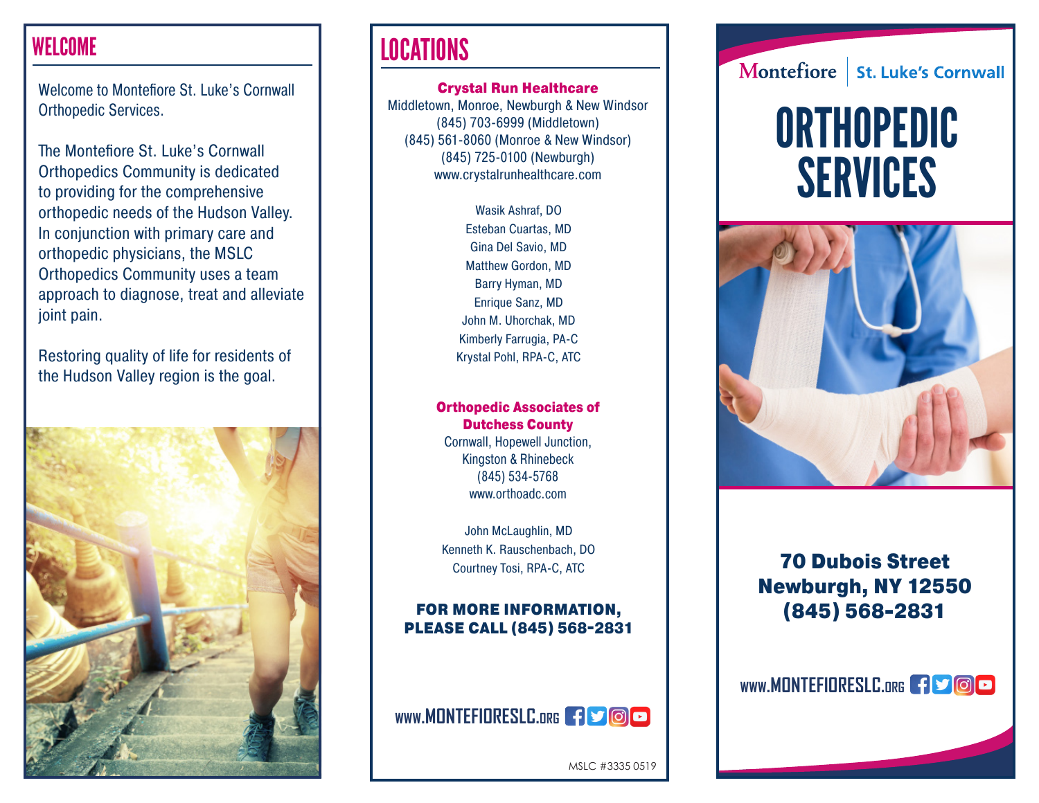## WELCOME

Welcome to Montefiore St. Luke's Cornwall Orthopedic Services.

The Montefiore St. Luke's Cornwall Orthopedics Community is dedicated to providing for the comprehensive orthopedic needs of the Hudson Valley. In conjunction with primary care and orthopedic physicians, the MSLC Orthopedics Community uses a team approach to diagnose, treat and alleviate joint pain.

Restoring quality of life for residents of the Hudson Valley region is the goal.

## LOCATIONS

**Crystal Run Healthcare**

Middletown, Monroe, Newburgh & New Windsor
(845) 703-6999 (Middletown)
(845) 561-8060 (Monroe & New Windsor)
(845) 725-0100 (Newburgh)
www.crystalrunhealthcare.com

Wasik Ashraf, DO
Esteban Cuartas, MD
Gina Del Savio, MD
Matthew Gordon, MD
Barry Hyman, MD
Enrique Sanz, MD
John M. Uhorchak, MD
Kimberly Farrugia, PA-C
Krystal Pohl, RPA-C, ATC

**Orthopedic Associates of Dutchess County**

Cornwall, Hopewell Junction, Kingston & Rhinebeck
(845) 534-5768
www.orthoadc.com

John McLaughlin, MD
Kenneth K. Rauschenbach, DO
Courtney Tosi, RPA-C, ATC

**FOR MORE INFORMATION, PLEASE CALL (845) 568-2831**

WWW.MONTEFIORESLC.ORG

MSLC #3335 0519

Montefiore | St. Luke's Cornwall

# ORTHOPEDIC SERVICES

**70 Dubois Street**
**Newburgh, NY 12550**
**(845) 568-2831**

WWW.MONTEFIORESLC.ORG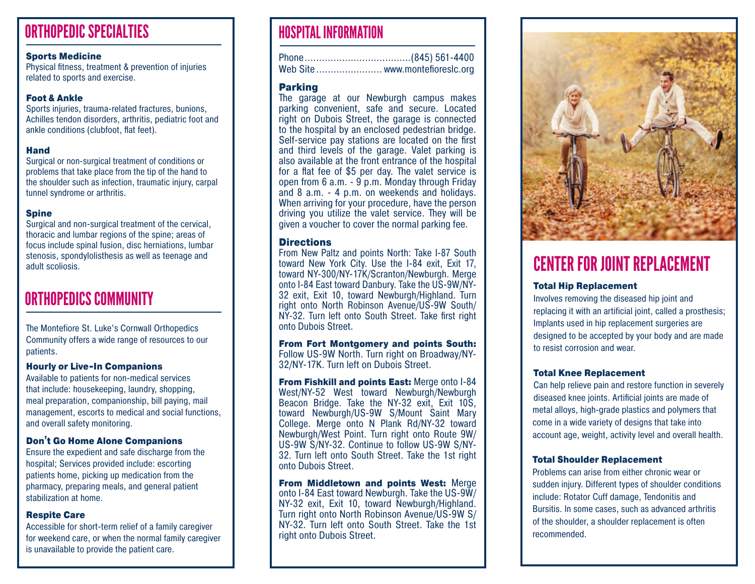## ORTHOPEDIC SPECIALTIES

**Sports Medicine**
Physical fitness, treatment & prevention of injuries related to sports and exercise.

**Foot & Ankle**
Sports injuries, trauma-related fractures, bunions, Achilles tendon disorders, arthritis, pediatric foot and ankle conditions (clubfoot, flat feet).

**Hand**
Surgical or non-surgical treatment of conditions or problems that take place from the tip of the hand to the shoulder such as infection, traumatic injury, carpal tunnel syndrome or arthritis.

**Spine**
Surgical and non-surgical treatment of the cervical, thoracic and lumbar regions of the spine; areas of focus include spinal fusion, disc herniations, lumbar stenosis, spondylolisthesis as well as teenage and adult scoliosis.

## ORTHOPEDICS COMMUNITY

The Montefiore St. Luke's Cornwall Orthopedics Community offers a wide range of resources to our patients.

**Hourly or Live-In Companions**
Available to patients for non-medical services that include: housekeeping, laundry, shopping, meal preparation, companionship, bill paying, mail management, escorts to medical and social functions, and overall safety monitoring.

**Don't Go Home Alone Companions**
Ensure the expedient and safe discharge from the hospital; Services provided include: escorting patients home, picking up medication from the pharmacy, preparing meals, and general patient stabilization at home.

**Respite Care**
Accessible for short-term relief of a family caregiver for weekend care, or when the normal family caregiver is unavailable to provide the patient care.

## HOSPITAL INFORMATION

Phone....................................(845) 561-4400
Web Site ....................... www.montefioreslc.org

**Parking**
The garage at our Newburgh campus makes parking convenient, safe and secure. Located right on Dubois Street, the garage is connected to the hospital by an enclosed pedestrian bridge. Self-service pay stations are located on the first and third levels of the garage. Valet parking is also available at the front entrance of the hospital for a flat fee of $5 per day. The valet service is open from 6 a.m. - 9 p.m. Monday through Friday and 8 a.m. - 4 p.m. on weekends and holidays. When arriving for your procedure, have the person driving you utilize the valet service. They will be given a voucher to cover the normal parking fee.

**Directions**
From New Paltz and points North: Take I-87 South toward New York City. Use the I-84 exit, Exit 17, toward NY-300/NY-17K/Scranton/Newburgh. Merge onto I-84 East toward Danbury. Take the US-9W/NY-32 exit, Exit 10, toward Newburgh/Highland. Turn right onto North Robinson Avenue/US-9W South/NY-32. Turn left onto South Street. Take first right onto Dubois Street.

**From Fort Montgomery and points South:** Follow US-9W North. Turn right on Broadway/NY-32/NY-17K. Turn left on Dubois Street.

**From Fishkill and points East:** Merge onto I-84 West/NY-52 West toward Newburgh/Newburgh Beacon Bridge. Take the NY-32 exit, Exit 10S, toward Newburgh/US-9W S/Mount Saint Mary College. Merge onto N Plank Rd/NY-32 toward Newburgh/West Point. Turn right onto Route 9W/US-9W S/NY-32. Continue to follow US-9W S/NY-32. Turn left onto South Street. Take the 1st right onto Dubois Street.

**From Middletown and points West:** Merge onto I-84 East toward Newburgh. Take the US-9W/NY-32 exit, Exit 10, toward Newburgh/Highland. Turn right onto North Robinson Avenue/US-9W S/NY-32. Turn left onto South Street. Take the 1st right onto Dubois Street.

## CENTER FOR JOINT REPLACEMENT

**Total Hip Replacement**
Involves removing the diseased hip joint and replacing it with an artificial joint, called a prosthesis; Implants used in hip replacement surgeries are designed to be accepted by your body and are made to resist corrosion and wear.

**Total Knee Replacement**
Can help relieve pain and restore function in severely diseased knee joints. Artificial joints are made of metal alloys, high-grade plastics and polymers that come in a wide variety of designs that take into account age, weight, activity level and overall health.

**Total Shoulder Replacement**
Problems can arise from either chronic wear or sudden injury. Different types of shoulder conditions include: Rotator Cuff damage, Tendonitis and Bursitis. In some cases, such as advanced arthritis of the shoulder, a shoulder replacement is often recommended.